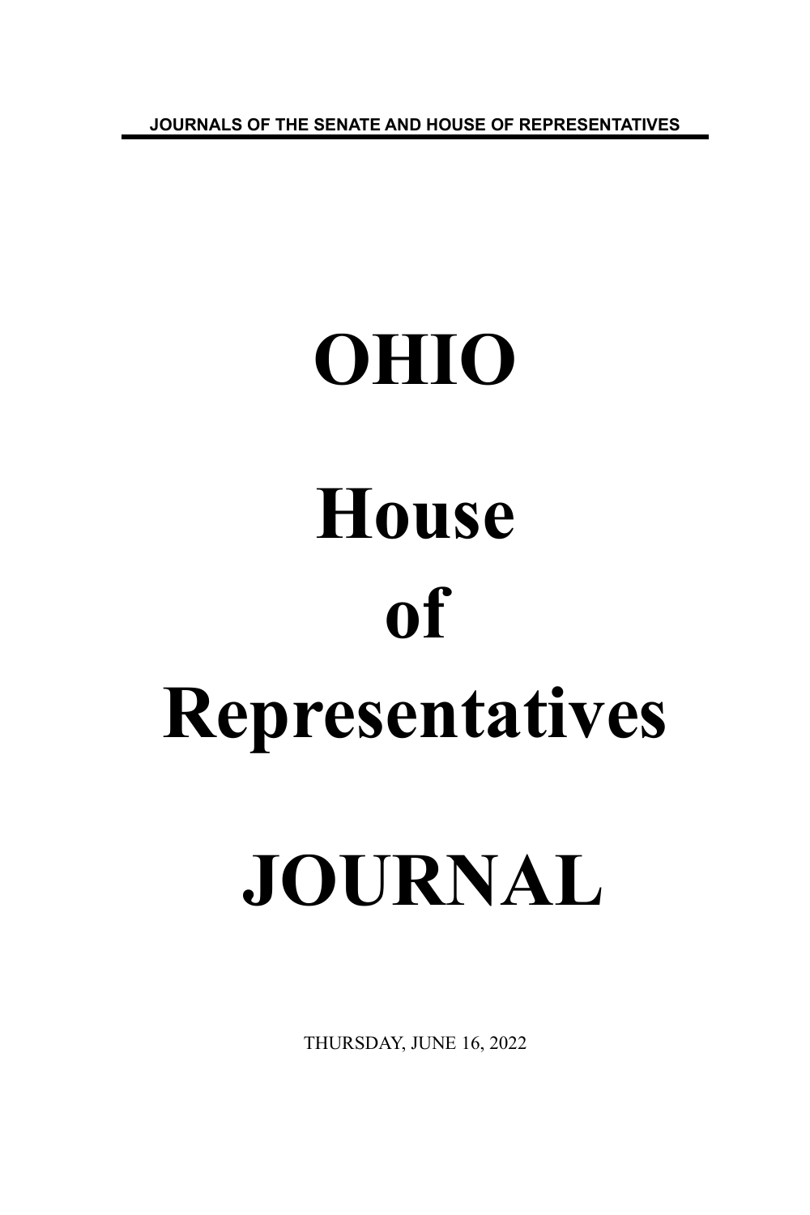JOURNALS OF THE SENATE AND HOUSE OF REPRESENTATIVES

# OHIO

# House

# of

# Representatives

# JOURNAL

THURSDAY, JUNE 16, 2022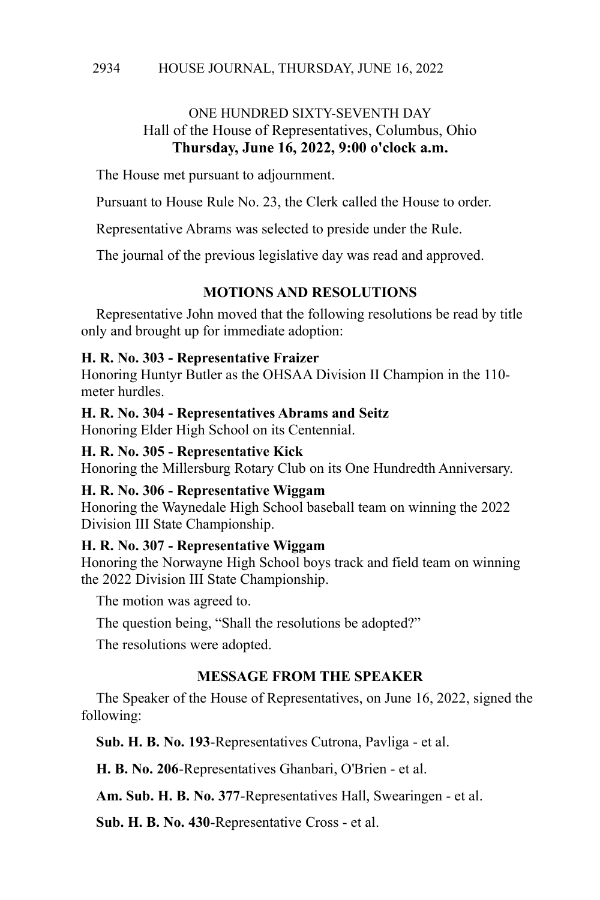ONE HUNDRED SIXTY-SEVENTH DAY
Hall of the House of Representatives, Columbus, Ohio
**Thursday, June 16, 2022, 9:00 o'clock a.m.**

The House met pursuant to adjournment.

Pursuant to House Rule No. 23, the Clerk called the House to order.

Representative Abrams was selected to preside under the Rule.

The journal of the previous legislative day was read and approved.

## MOTIONS AND RESOLUTIONS

Representative John moved that the following resolutions be read by title only and brought up for immediate adoption:

**H. R. No. 303 - Representative Fraizer**
Honoring Huntyr Butler as the OHSAA Division II Champion in the 110-meter hurdles.

**H. R. No. 304 - Representatives Abrams and Seitz**
Honoring Elder High School on its Centennial.

**H. R. No. 305 - Representative Kick**
Honoring the Millersburg Rotary Club on its One Hundredth Anniversary.

**H. R. No. 306 - Representative Wiggam**
Honoring the Waynedale High School baseball team on winning the 2022 Division III State Championship.

**H. R. No. 307 - Representative Wiggam**
Honoring the Norwayne High School boys track and field team on winning the 2022 Division III State Championship.

The motion was agreed to.

The question being, "Shall the resolutions be adopted?"

The resolutions were adopted.

## MESSAGE FROM THE SPEAKER

The Speaker of the House of Representatives, on June 16, 2022, signed the following:

**Sub. H. B. No. 193**-Representatives Cutrona, Pavliga - et al.

**H. B. No. 206**-Representatives Ghanbari, O'Brien - et al.

**Am. Sub. H. B. No. 377**-Representatives Hall, Swearingen - et al.

**Sub. H. B. No. 430**-Representative Cross - et al.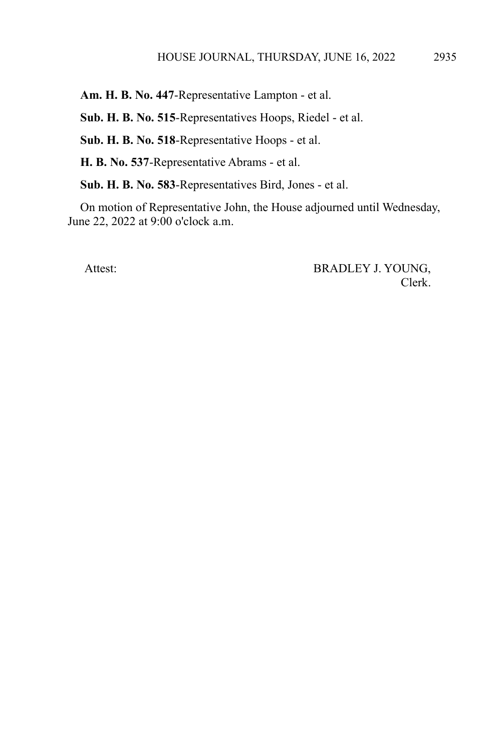**Am. H. B. No. 447**-Representative Lampton - et al.

**Sub. H. B. No. 515**-Representatives Hoops, Riedel - et al.

**Sub. H. B. No. 518**-Representative Hoops - et al.

**H. B. No. 537**-Representative Abrams - et al.

**Sub. H. B. No. 583**-Representatives Bird, Jones - et al.

On motion of Representative John, the House adjourned until Wednesday, June 22, 2022 at 9:00 o'clock a.m.

Attest: BRADLEY J. YOUNG,
Clerk.